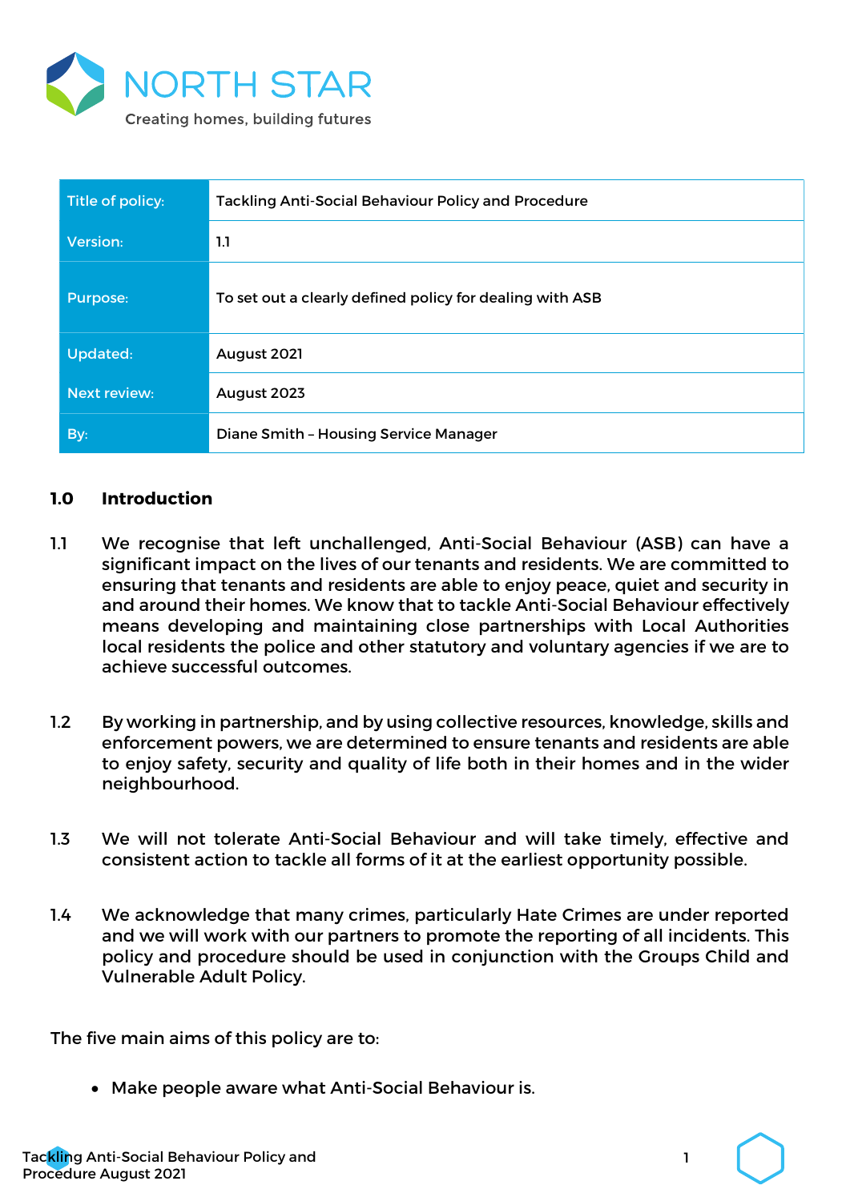NORTH STAR

Creating homes, building futures

| | |
|---|---|
| Title of policy: | Tackling Anti-Social Behaviour Policy and Procedure |
| Version: | 1.1 |
| Purpose: | To set out a clearly defined policy for dealing with ASB |
| Updated: | August 2021 |
| Next review: | August 2023 |
| By: | Diane Smith – Housing Service Manager |

## 1.0 Introduction

1.1 We recognise that left unchallenged, Anti-Social Behaviour (ASB) can have a significant impact on the lives of our tenants and residents. We are committed to ensuring that tenants and residents are able to enjoy peace, quiet and security in and around their homes. We know that to tackle Anti-Social Behaviour effectively means developing and maintaining close partnerships with Local Authorities local residents the police and other statutory and voluntary agencies if we are to achieve successful outcomes.

1.2 By working in partnership, and by using collective resources, knowledge, skills and enforcement powers, we are determined to ensure tenants and residents are able to enjoy safety, security and quality of life both in their homes and in the wider neighbourhood.

1.3 We will not tolerate Anti-Social Behaviour and will take timely, effective and consistent action to tackle all forms of it at the earliest opportunity possible.

1.4 We acknowledge that many crimes, particularly Hate Crimes are under reported and we will work with our partners to promote the reporting of all incidents. This policy and procedure should be used in conjunction with the Groups Child and Vulnerable Adult Policy.

The five main aims of this policy are to:

- Make people aware what Anti-Social Behaviour is.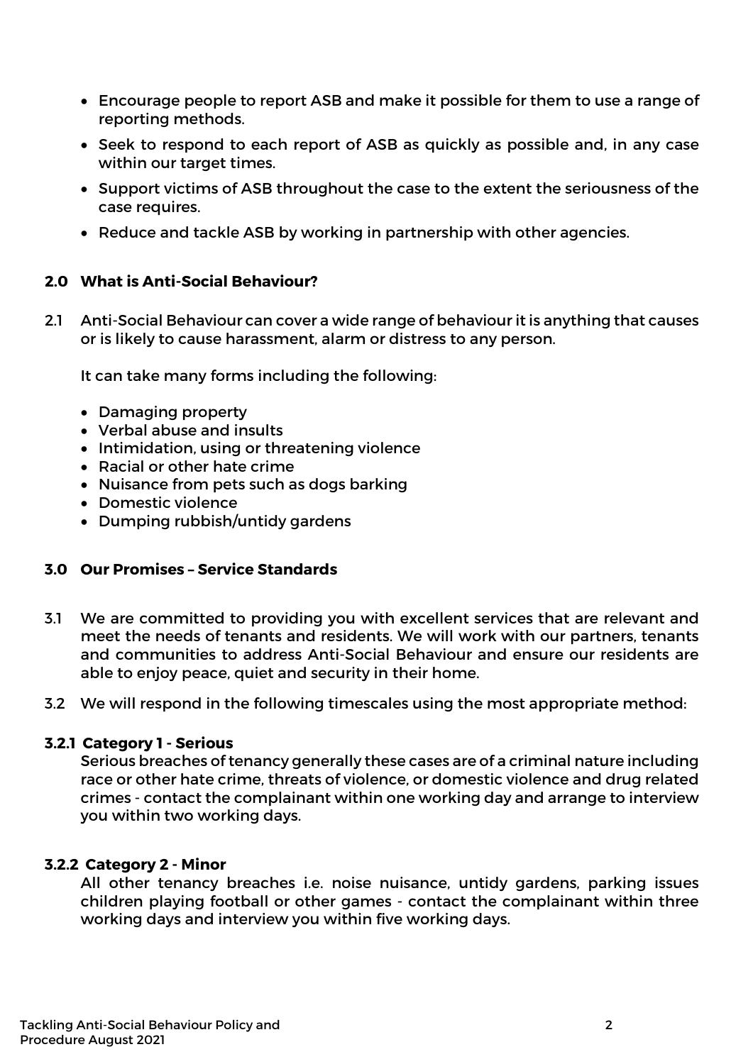- Encourage people to report ASB and make it possible for them to use a range of reporting methods.
- Seek to respond to each report of ASB as quickly as possible and, in any case within our target times.
- Support victims of ASB throughout the case to the extent the seriousness of the case requires.
- Reduce and tackle ASB by working in partnership with other agencies.

## 2.0 What is Anti-Social Behaviour?

2.1 Anti-Social Behaviour can cover a wide range of behaviour it is anything that causes or is likely to cause harassment, alarm or distress to any person.

It can take many forms including the following:

- Damaging property
- Verbal abuse and insults
- Intimidation, using or threatening violence
- Racial or other hate crime
- Nuisance from pets such as dogs barking
- Domestic violence
- Dumping rubbish/untidy gardens

## 3.0 Our Promises – Service Standards

3.1 We are committed to providing you with excellent services that are relevant and meet the needs of tenants and residents. We will work with our partners, tenants and communities to address Anti-Social Behaviour and ensure our residents are able to enjoy peace, quiet and security in their home.

3.2 We will respond in the following timescales using the most appropriate method:

### 3.2.1 Category 1 - Serious

Serious breaches of tenancy generally these cases are of a criminal nature including race or other hate crime, threats of violence, or domestic violence and drug related crimes - contact the complainant within one working day and arrange to interview you within two working days.

### 3.2.2 Category 2 - Minor

All other tenancy breaches i.e. noise nuisance, untidy gardens, parking issues children playing football or other games - contact the complainant within three working days and interview you within five working days.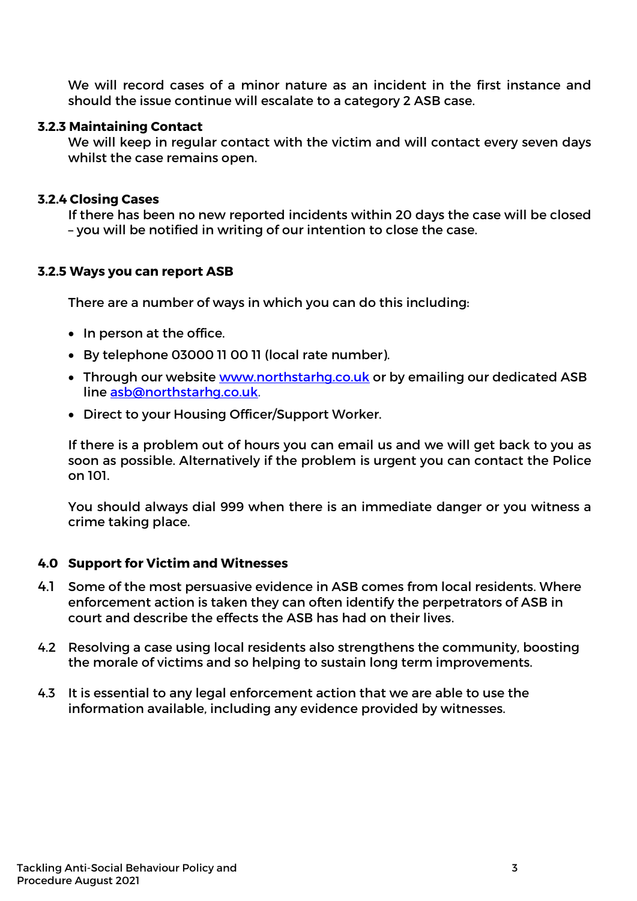We will record cases of a minor nature as an incident in the first instance and should the issue continue will escalate to a category 2 ASB case.

**3.2.3 Maintaining Contact**

We will keep in regular contact with the victim and will contact every seven days whilst the case remains open.

**3.2.4 Closing Cases**

If there has been no new reported incidents within 20 days the case will be closed – you will be notified in writing of our intention to close the case.

**3.2.5 Ways you can report ASB**

There are a number of ways in which you can do this including:

- In person at the office.
- By telephone 03000 11 00 11 (local rate number).
- Through our website [www.northstarhg.co.uk](http://www.northstarhg.co.uk) or by emailing our dedicated ASB line [asb@northstarhg.co.uk](mailto:asb@northstarhg.co.uk).
- Direct to your Housing Officer/Support Worker.

If there is a problem out of hours you can email us and we will get back to you as soon as possible. Alternatively if the problem is urgent you can contact the Police on 101.

You should always dial 999 when there is an immediate danger or you witness a crime taking place.

## 4.0 Support for Victim and Witnesses

4.1 Some of the most persuasive evidence in ASB comes from local residents. Where enforcement action is taken they can often identify the perpetrators of ASB in court and describe the effects the ASB has had on their lives.

4.2 Resolving a case using local residents also strengthens the community, boosting the morale of victims and so helping to sustain long term improvements.

4.3 It is essential to any legal enforcement action that we are able to use the information available, including any evidence provided by witnesses.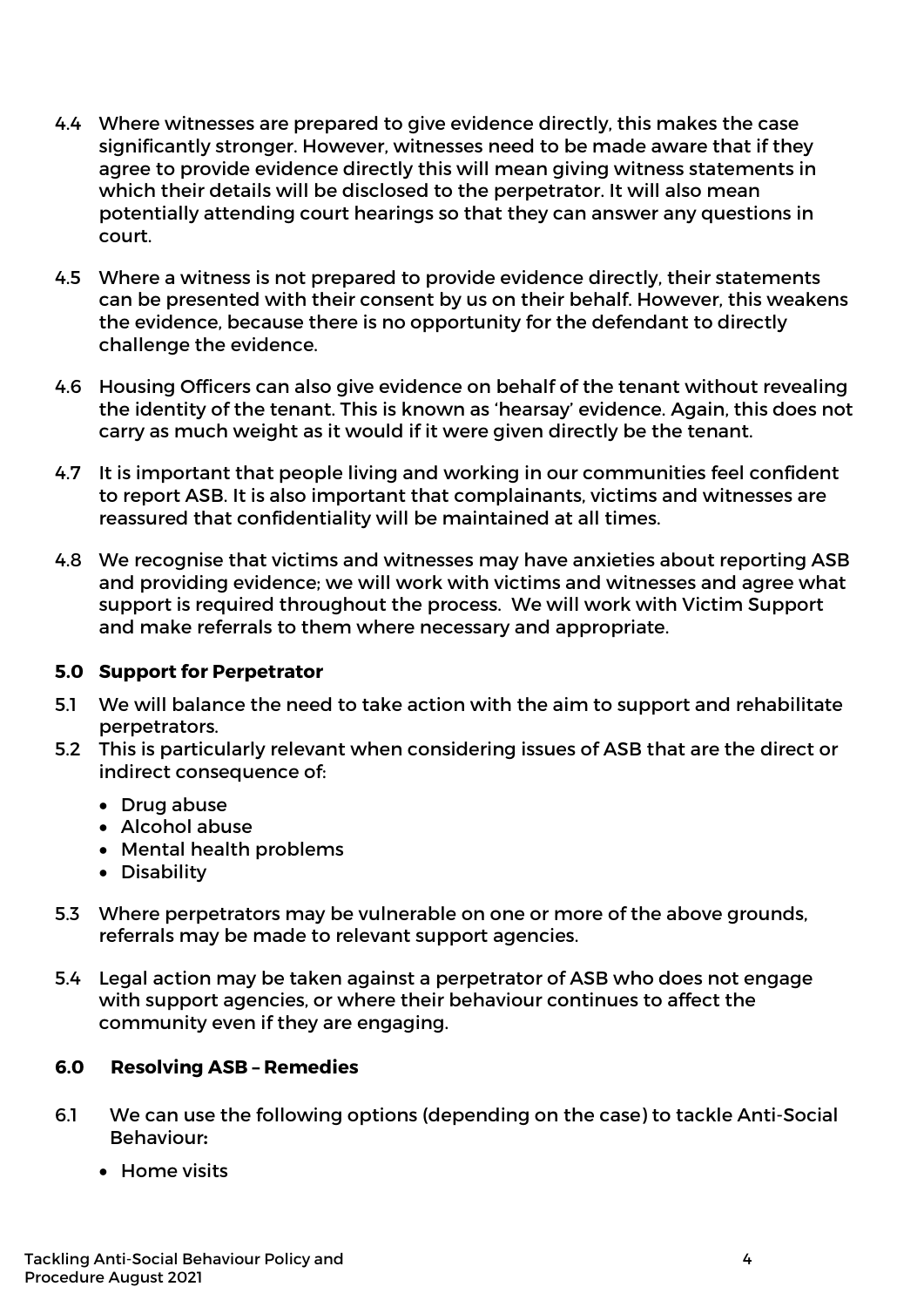4.4 Where witnesses are prepared to give evidence directly, this makes the case significantly stronger. However, witnesses need to be made aware that if they agree to provide evidence directly this will mean giving witness statements in which their details will be disclosed to the perpetrator. It will also mean potentially attending court hearings so that they can answer any questions in court.

4.5 Where a witness is not prepared to provide evidence directly, their statements can be presented with their consent by us on their behalf. However, this weakens the evidence, because there is no opportunity for the defendant to directly challenge the evidence.

4.6 Housing Officers can also give evidence on behalf of the tenant without revealing the identity of the tenant. This is known as 'hearsay' evidence. Again, this does not carry as much weight as it would if it were given directly be the tenant.

4.7 It is important that people living and working in our communities feel confident to report ASB. It is also important that complainants, victims and witnesses are reassured that confidentiality will be maintained at all times.

4.8 We recognise that victims and witnesses may have anxieties about reporting ASB and providing evidence; we will work with victims and witnesses and agree what support is required throughout the process. We will work with Victim Support and make referrals to them where necessary and appropriate.

## 5.0 Support for Perpetrator

5.1 We will balance the need to take action with the aim to support and rehabilitate perpetrators.

5.2 This is particularly relevant when considering issues of ASB that are the direct or indirect consequence of:

- Drug abuse
- Alcohol abuse
- Mental health problems
- Disability

5.3 Where perpetrators may be vulnerable on one or more of the above grounds, referrals may be made to relevant support agencies.

5.4 Legal action may be taken against a perpetrator of ASB who does not engage with support agencies, or where their behaviour continues to affect the community even if they are engaging.

## 6.0 Resolving ASB – Remedies

6.1 We can use the following options (depending on the case) to tackle Anti-Social Behaviour:

- Home visits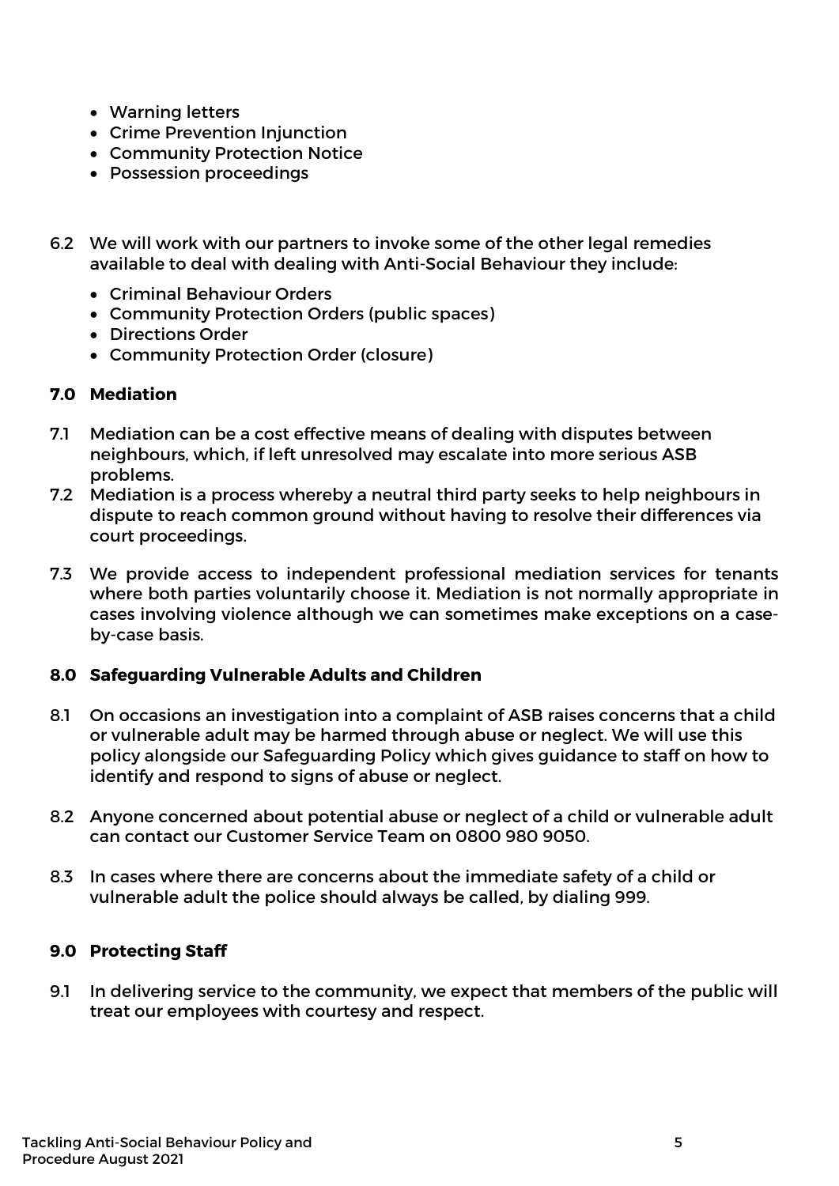- Warning letters
- Crime Prevention Injunction
- Community Protection Notice
- Possession proceedings

6.2 We will work with our partners to invoke some of the other legal remedies available to deal with dealing with Anti-Social Behaviour they include:

- Criminal Behaviour Orders
- Community Protection Orders (public spaces)
- Directions Order
- Community Protection Order (closure)

## 7.0 Mediation

7.1 Mediation can be a cost effective means of dealing with disputes between neighbours, which, if left unresolved may escalate into more serious ASB problems.

7.2 Mediation is a process whereby a neutral third party seeks to help neighbours in dispute to reach common ground without having to resolve their differences via court proceedings.

7.3 We provide access to independent professional mediation services for tenants where both parties voluntarily choose it. Mediation is not normally appropriate in cases involving violence although we can sometimes make exceptions on a case-by-case basis.

## 8.0 Safeguarding Vulnerable Adults and Children

8.1 On occasions an investigation into a complaint of ASB raises concerns that a child or vulnerable adult may be harmed through abuse or neglect. We will use this policy alongside our Safeguarding Policy which gives guidance to staff on how to identify and respond to signs of abuse or neglect.

8.2 Anyone concerned about potential abuse or neglect of a child or vulnerable adult can contact our Customer Service Team on 0800 980 9050.

8.3 In cases where there are concerns about the immediate safety of a child or vulnerable adult the police should always be called, by dialing 999.

## 9.0 Protecting Staff

9.1 In delivering service to the community, we expect that members of the public will treat our employees with courtesy and respect.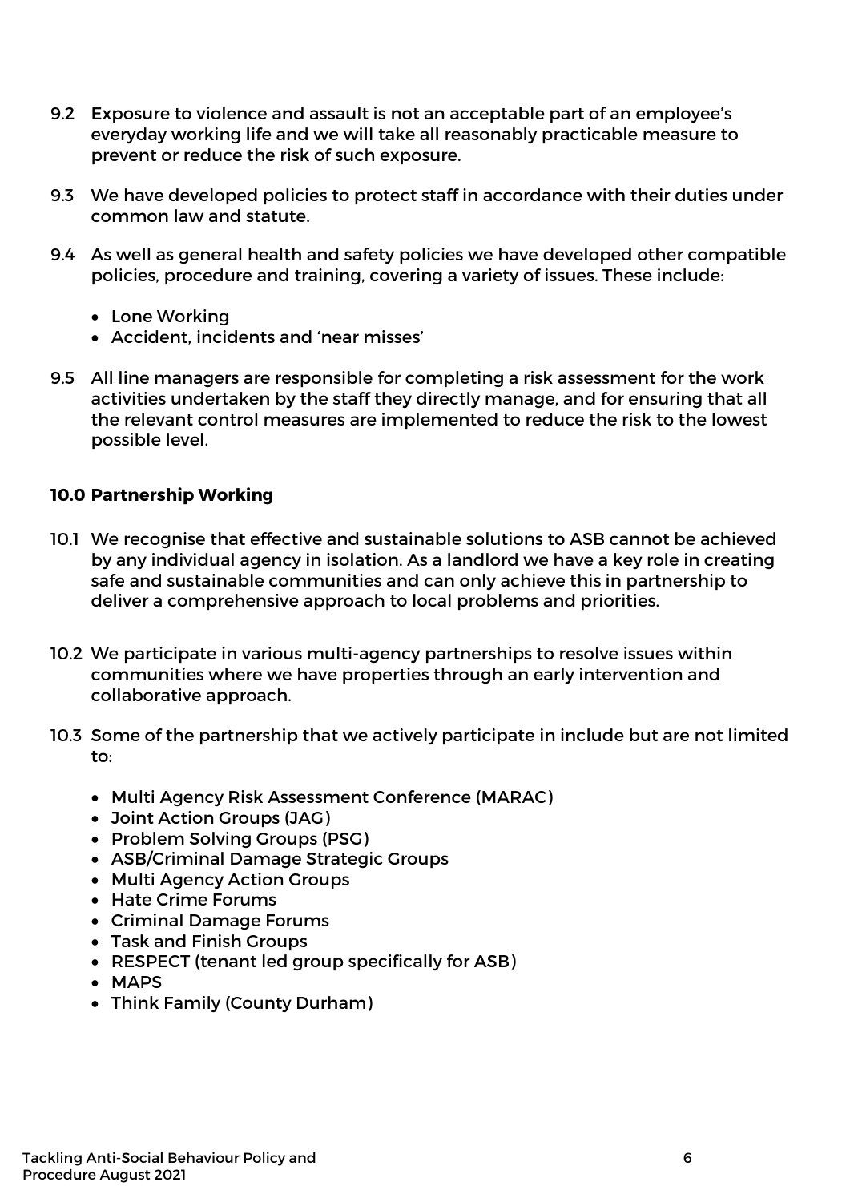9.2 Exposure to violence and assault is not an acceptable part of an employee's everyday working life and we will take all reasonably practicable measure to prevent or reduce the risk of such exposure.

9.3 We have developed policies to protect staff in accordance with their duties under common law and statute.

9.4 As well as general health and safety policies we have developed other compatible policies, procedure and training, covering a variety of issues. These include:

- Lone Working
- Accident, incidents and 'near misses'

9.5 All line managers are responsible for completing a risk assessment for the work activities undertaken by the staff they directly manage, and for ensuring that all the relevant control measures are implemented to reduce the risk to the lowest possible level.

## 10.0 Partnership Working

10.1 We recognise that effective and sustainable solutions to ASB cannot be achieved by any individual agency in isolation. As a landlord we have a key role in creating safe and sustainable communities and can only achieve this in partnership to deliver a comprehensive approach to local problems and priorities.

10.2 We participate in various multi-agency partnerships to resolve issues within communities where we have properties through an early intervention and collaborative approach.

10.3 Some of the partnership that we actively participate in include but are not limited to:

- Multi Agency Risk Assessment Conference (MARAC)
- Joint Action Groups (JAG)
- Problem Solving Groups (PSG)
- ASB/Criminal Damage Strategic Groups
- Multi Agency Action Groups
- Hate Crime Forums
- Criminal Damage Forums
- Task and Finish Groups
- RESPECT (tenant led group specifically for ASB)
- MAPS
- Think Family (County Durham)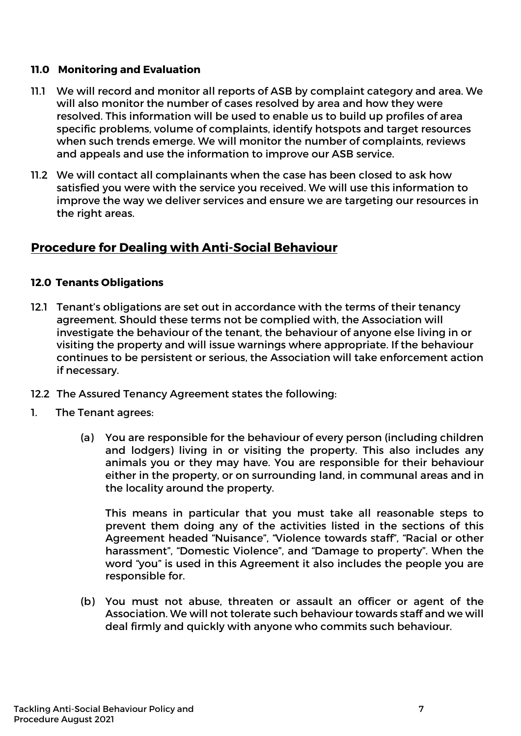### 11.0 Monitoring and Evaluation

11.1 We will record and monitor all reports of ASB by complaint category and area. We will also monitor the number of cases resolved by area and how they were resolved. This information will be used to enable us to build up profiles of area specific problems, volume of complaints, identify hotspots and target resources when such trends emerge. We will monitor the number of complaints, reviews and appeals and use the information to improve our ASB service.

11.2 We will contact all complainants when the case has been closed to ask how satisfied you were with the service you received. We will use this information to improve the way we deliver services and ensure we are targeting our resources in the right areas.

## Procedure for Dealing with Anti-Social Behaviour

### 12.0 Tenants Obligations

12.1 Tenant's obligations are set out in accordance with the terms of their tenancy agreement. Should these terms not be complied with, the Association will investigate the behaviour of the tenant, the behaviour of anyone else living in or visiting the property and will issue warnings where appropriate. If the behaviour continues to be persistent or serious, the Association will take enforcement action if necessary.

12.2 The Assured Tenancy Agreement states the following:

1. The Tenant agrees:

   (a) You are responsible for the behaviour of every person (including children and lodgers) living in or visiting the property. This also includes any animals you or they may have. You are responsible for their behaviour either in the property, or on surrounding land, in communal areas and in the locality around the property.

   This means in particular that you must take all reasonable steps to prevent them doing any of the activities listed in the sections of this Agreement headed "Nuisance", "Violence towards staff", "Racial or other harassment", "Domestic Violence", and "Damage to property". When the word "you" is used in this Agreement it also includes the people you are responsible for.

   (b) You must not abuse, threaten or assault an officer or agent of the Association. We will not tolerate such behaviour towards staff and we will deal firmly and quickly with anyone who commits such behaviour.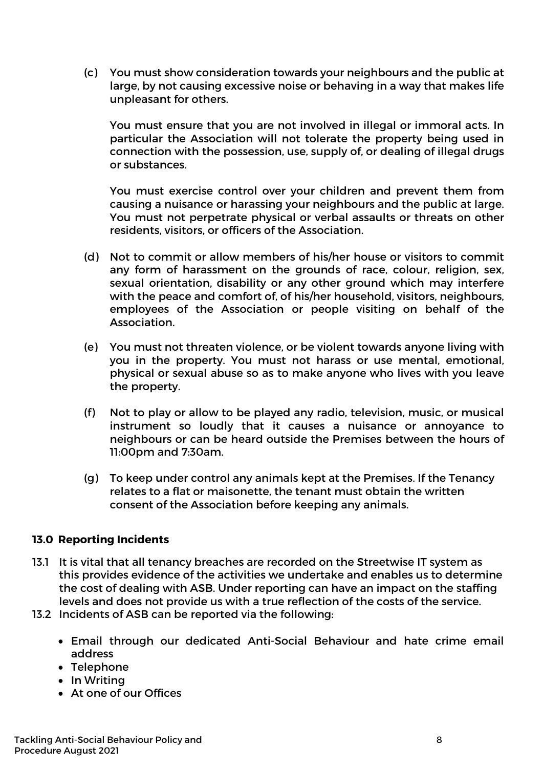(c) You must show consideration towards your neighbours and the public at large, by not causing excessive noise or behaving in a way that makes life unpleasant for others.

You must ensure that you are not involved in illegal or immoral acts. In particular the Association will not tolerate the property being used in connection with the possession, use, supply of, or dealing of illegal drugs or substances.

You must exercise control over your children and prevent them from causing a nuisance or harassing your neighbours and the public at large. You must not perpetrate physical or verbal assaults or threats on other residents, visitors, or officers of the Association.

(d) Not to commit or allow members of his/her house or visitors to commit any form of harassment on the grounds of race, colour, religion, sex, sexual orientation, disability or any other ground which may interfere with the peace and comfort of, of his/her household, visitors, neighbours, employees of the Association or people visiting on behalf of the Association.

(e) You must not threaten violence, or be violent towards anyone living with you in the property. You must not harass or use mental, emotional, physical or sexual abuse so as to make anyone who lives with you leave the property.

(f) Not to play or allow to be played any radio, television, music, or musical instrument so loudly that it causes a nuisance or annoyance to neighbours or can be heard outside the Premises between the hours of 11:00pm and 7:30am.

(g) To keep under control any animals kept at the Premises. If the Tenancy relates to a flat or maisonette, the tenant must obtain the written consent of the Association before keeping any animals.

## 13.0 Reporting Incidents

13.1 It is vital that all tenancy breaches are recorded on the Streetwise IT system as this provides evidence of the activities we undertake and enables us to determine the cost of dealing with ASB. Under reporting can have an impact on the staffing levels and does not provide us with a true reflection of the costs of the service.

13.2 Incidents of ASB can be reported via the following:

- Email through our dedicated Anti-Social Behaviour and hate crime email address
- Telephone
- In Writing
- At one of our Offices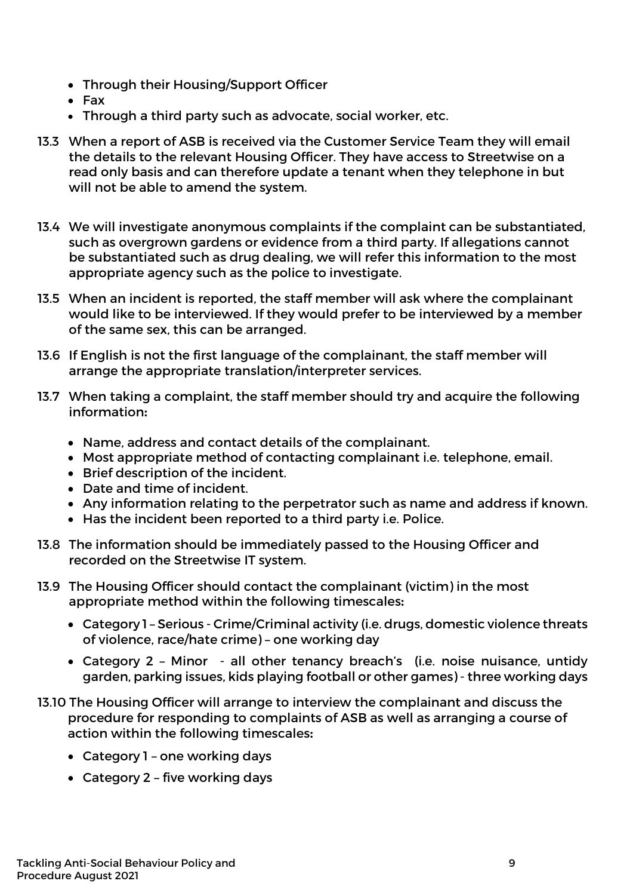- Through their Housing/Support Officer
- Fax
- Through a third party such as advocate, social worker, etc.

13.3 When a report of ASB is received via the Customer Service Team they will email the details to the relevant Housing Officer. They have access to Streetwise on a read only basis and can therefore update a tenant when they telephone in but will not be able to amend the system.

13.4 We will investigate anonymous complaints if the complaint can be substantiated, such as overgrown gardens or evidence from a third party. If allegations cannot be substantiated such as drug dealing, we will refer this information to the most appropriate agency such as the police to investigate.

13.5 When an incident is reported, the staff member will ask where the complainant would like to be interviewed. If they would prefer to be interviewed by a member of the same sex, this can be arranged.

13.6 If English is not the first language of the complainant, the staff member will arrange the appropriate translation/interpreter services.

13.7 When taking a complaint, the staff member should try and acquire the following information**:**

- Name, address and contact details of the complainant.
- Most appropriate method of contacting complainant i.e. telephone, email.
- Brief description of the incident.
- Date and time of incident.
- Any information relating to the perpetrator such as name and address if known.
- Has the incident been reported to a third party i.e. Police.

13.8 The information should be immediately passed to the Housing Officer and recorded on the Streetwise IT system.

13.9 The Housing Officer should contact the complainant (victim) in the most appropriate method within the following timescales**:**

- Category 1 – Serious - Crime/Criminal activity (i.e. drugs, domestic violence threats of violence, race/hate crime) – one working day
- Category 2 – Minor - all other tenancy breach's (i.e. noise nuisance, untidy garden, parking issues, kids playing football or other games) - three working days

13.10 The Housing Officer will arrange to interview the complainant and discuss the procedure for responding to complaints of ASB as well as arranging a course of action within the following timescales**:**

- Category 1 – one working days
- Category 2 – five working days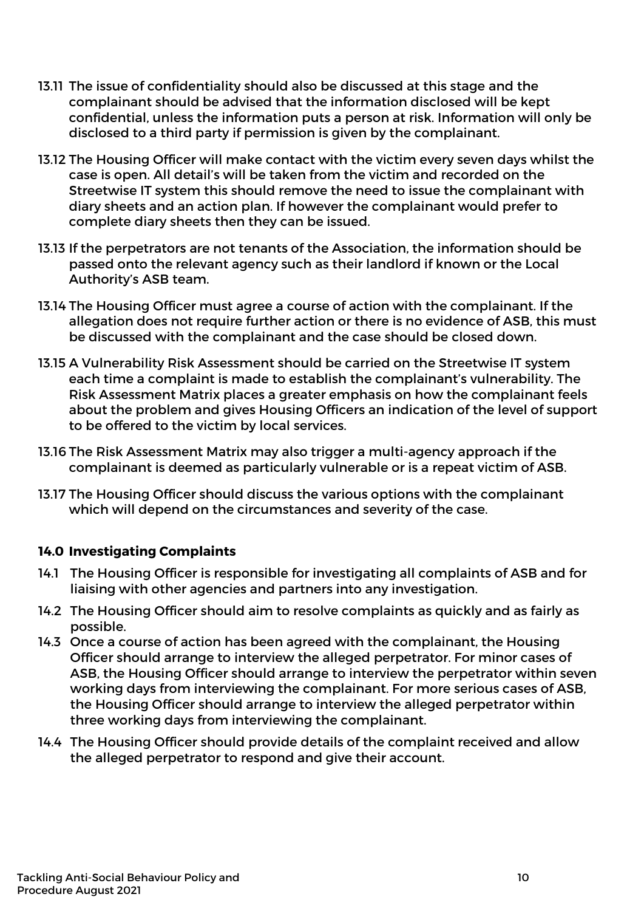13.11 The issue of confidentiality should also be discussed at this stage and the complainant should be advised that the information disclosed will be kept confidential, unless the information puts a person at risk. Information will only be disclosed to a third party if permission is given by the complainant.

13.12 The Housing Officer will make contact with the victim every seven days whilst the case is open. All detail's will be taken from the victim and recorded on the Streetwise IT system this should remove the need to issue the complainant with diary sheets and an action plan. If however the complainant would prefer to complete diary sheets then they can be issued.

13.13 If the perpetrators are not tenants of the Association, the information should be passed onto the relevant agency such as their landlord if known or the Local Authority's ASB team.

13.14 The Housing Officer must agree a course of action with the complainant. If the allegation does not require further action or there is no evidence of ASB, this must be discussed with the complainant and the case should be closed down.

13.15 A Vulnerability Risk Assessment should be carried on the Streetwise IT system each time a complaint is made to establish the complainant's vulnerability. The Risk Assessment Matrix places a greater emphasis on how the complainant feels about the problem and gives Housing Officers an indication of the level of support to be offered to the victim by local services.

13.16 The Risk Assessment Matrix may also trigger a multi-agency approach if the complainant is deemed as particularly vulnerable or is a repeat victim of ASB.

13.17 The Housing Officer should discuss the various options with the complainant which will depend on the circumstances and severity of the case.

## 14.0 Investigating Complaints

14.1 The Housing Officer is responsible for investigating all complaints of ASB and for liaising with other agencies and partners into any investigation.

14.2 The Housing Officer should aim to resolve complaints as quickly and as fairly as possible.

14.3 Once a course of action has been agreed with the complainant, the Housing Officer should arrange to interview the alleged perpetrator. For minor cases of ASB, the Housing Officer should arrange to interview the perpetrator within seven working days from interviewing the complainant. For more serious cases of ASB, the Housing Officer should arrange to interview the alleged perpetrator within three working days from interviewing the complainant.

14.4 The Housing Officer should provide details of the complaint received and allow the alleged perpetrator to respond and give their account.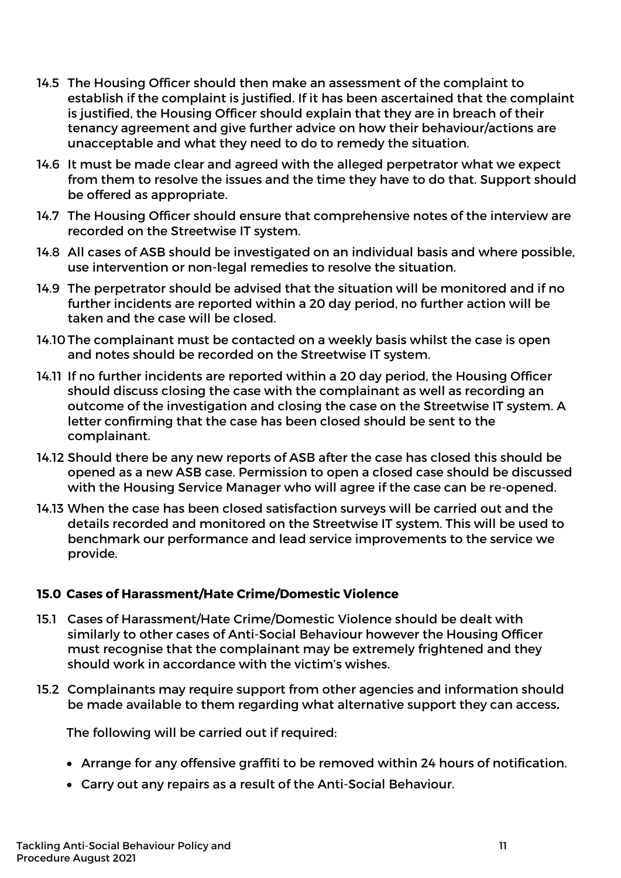14.5 The Housing Officer should then make an assessment of the complaint to establish if the complaint is justified. If it has been ascertained that the complaint is justified, the Housing Officer should explain that they are in breach of their tenancy agreement and give further advice on how their behaviour/actions are unacceptable and what they need to do to remedy the situation.

14.6 It must be made clear and agreed with the alleged perpetrator what we expect from them to resolve the issues and the time they have to do that. Support should be offered as appropriate.

14.7 The Housing Officer should ensure that comprehensive notes of the interview are recorded on the Streetwise IT system.

14.8 All cases of ASB should be investigated on an individual basis and where possible, use intervention or non-legal remedies to resolve the situation.

14.9 The perpetrator should be advised that the situation will be monitored and if no further incidents are reported within a 20 day period, no further action will be taken and the case will be closed.

14.10 The complainant must be contacted on a weekly basis whilst the case is open and notes should be recorded on the Streetwise IT system.

14.11 If no further incidents are reported within a 20 day period, the Housing Officer should discuss closing the case with the complainant as well as recording an outcome of the investigation and closing the case on the Streetwise IT system. A letter confirming that the case has been closed should be sent to the complainant.

14.12 Should there be any new reports of ASB after the case has closed this should be opened as a new ASB case. Permission to open a closed case should be discussed with the Housing Service Manager who will agree if the case can be re-opened.

14.13 When the case has been closed satisfaction surveys will be carried out and the details recorded and monitored on the Streetwise IT system. This will be used to benchmark our performance and lead service improvements to the service we provide.

### 15.0 Cases of Harassment/Hate Crime/Domestic Violence

15.1 Cases of Harassment/Hate Crime/Domestic Violence should be dealt with similarly to other cases of Anti-Social Behaviour however the Housing Officer must recognise that the complainant may be extremely frightened and they should work in accordance with the victim's wishes.

15.2 Complainants may require support from other agencies and information should be made available to them regarding what alternative support they can access.

The following will be carried out if required:

- Arrange for any offensive graffiti to be removed within 24 hours of notification.
- Carry out any repairs as a result of the Anti-Social Behaviour.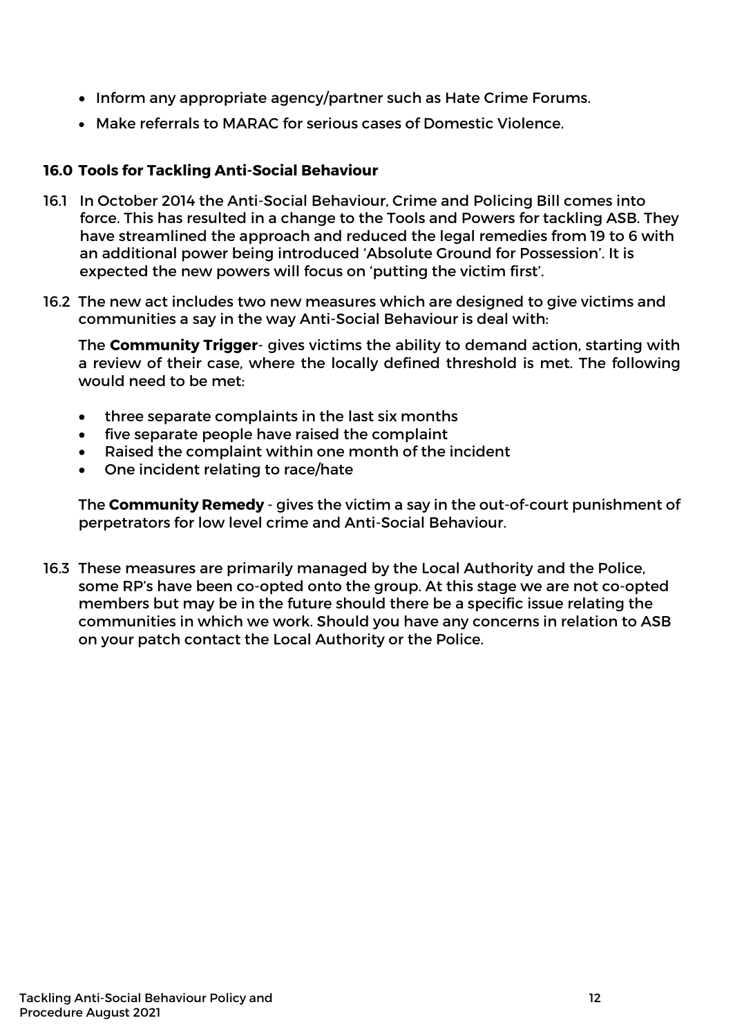- Inform any appropriate agency/partner such as Hate Crime Forums.
- Make referrals to MARAC for serious cases of Domestic Violence.

**16.0 Tools for Tackling Anti-Social Behaviour**

16.1 In October 2014 the Anti-Social Behaviour, Crime and Policing Bill comes into force. This has resulted in a change to the Tools and Powers for tackling ASB. They have streamlined the approach and reduced the legal remedies from 19 to 6 with an additional power being introduced 'Absolute Ground for Possession'. It is expected the new powers will focus on 'putting the victim first'.

16.2 The new act includes two new measures which are designed to give victims and communities a say in the way Anti-Social Behaviour is deal with:

The **Community Trigger**- gives victims the ability to demand action, starting with a review of their case, where the locally defined threshold is met. The following would need to be met:

- three separate complaints in the last six months
- five separate people have raised the complaint
- Raised the complaint within one month of the incident
- One incident relating to race/hate

The **Community Remedy** - gives the victim a say in the out-of-court punishment of perpetrators for low level crime and Anti-Social Behaviour.

16.3 These measures are primarily managed by the Local Authority and the Police, some RP's have been co-opted onto the group. At this stage we are not co-opted members but may be in the future should there be a specific issue relating the communities in which we work. Should you have any concerns in relation to ASB on your patch contact the Local Authority or the Police.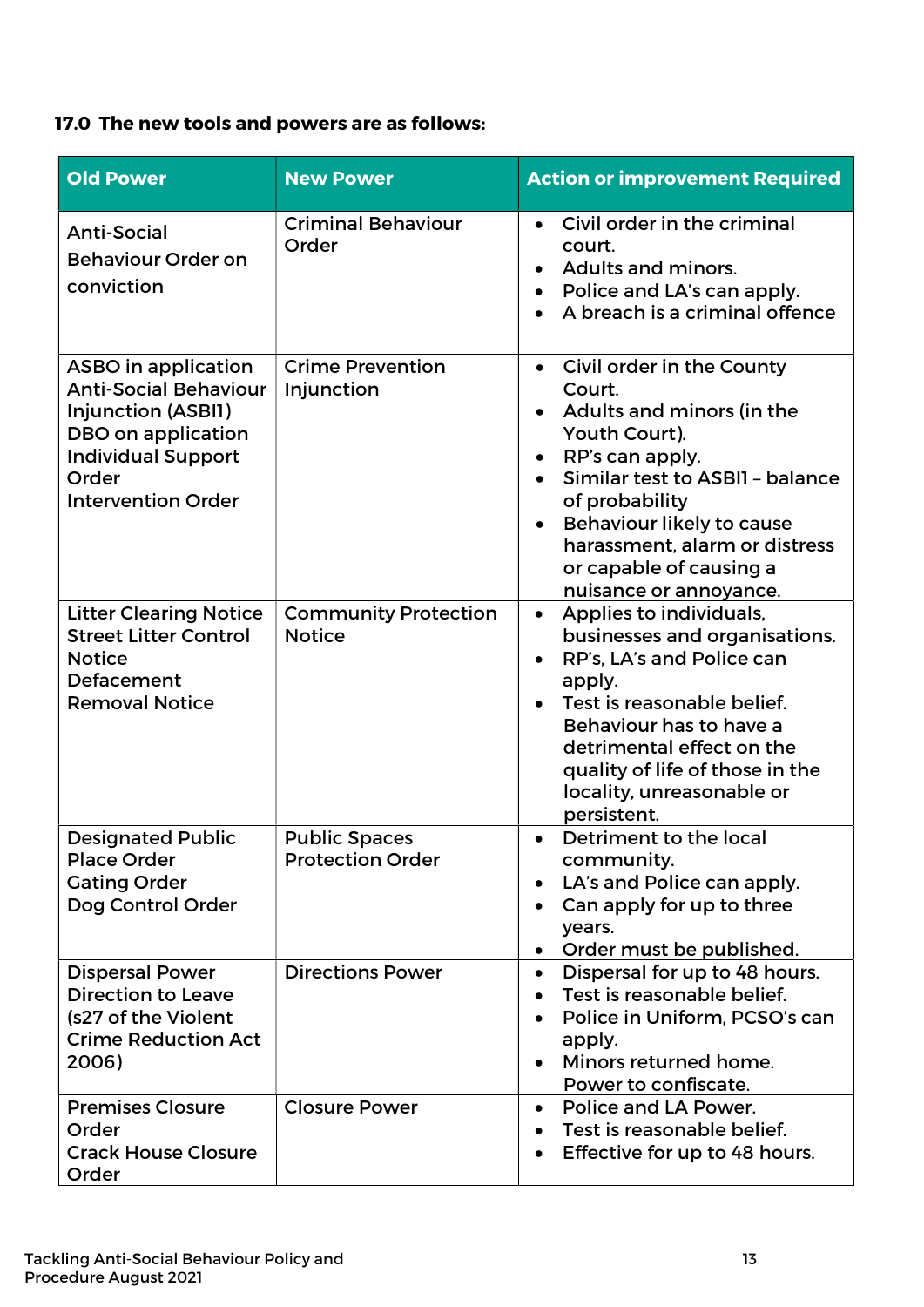### 17.0 The new tools and powers are as follows:

| Old Power | New Power | Action or improvement Required |
|---|---|---|
| Anti-Social Behaviour Order on conviction | Criminal Behaviour Order | • Civil order in the criminal court.<br>• Adults and minors.<br>• Police and LA's can apply.<br>• A breach is a criminal offence |
| ASBO in application<br>Anti-Social Behaviour Injunction (ASBI1)<br>DBO on application<br>Individual Support Order<br>Intervention Order | Crime Prevention Injunction | • Civil order in the County Court.<br>• Adults and minors (in the Youth Court).<br>• RP's can apply.<br>• Similar test to ASBI1 – balance of probability<br>• Behaviour likely to cause harassment, alarm or distress or capable of causing a nuisance or annoyance. |
| Litter Clearing Notice<br>Street Litter Control Notice<br>Defacement<br>Removal Notice | Community Protection Notice | • Applies to individuals, businesses and organisations.<br>• RP's, LA's and Police can apply.<br>• Test is reasonable belief. Behaviour has to have a detrimental effect on the quality of life of those in the locality, unreasonable or persistent. |
| Designated Public Place Order<br>Gating Order<br>Dog Control Order | Public Spaces Protection Order | • Detriment to the local community.<br>• LA's and Police can apply.<br>• Can apply for up to three years.<br>• Order must be published. |
| Dispersal Power<br>Direction to Leave (s27 of the Violent Crime Reduction Act 2006) | Directions Power | • Dispersal for up to 48 hours.<br>• Test is reasonable belief.<br>• Police in Uniform, PCSO's can apply.<br>• Minors returned home. Power to confiscate. |
| Premises Closure Order<br>Crack House Closure Order | Closure Power | • Police and LA Power.<br>• Test is reasonable belief.<br>• Effective for up to 48 hours. |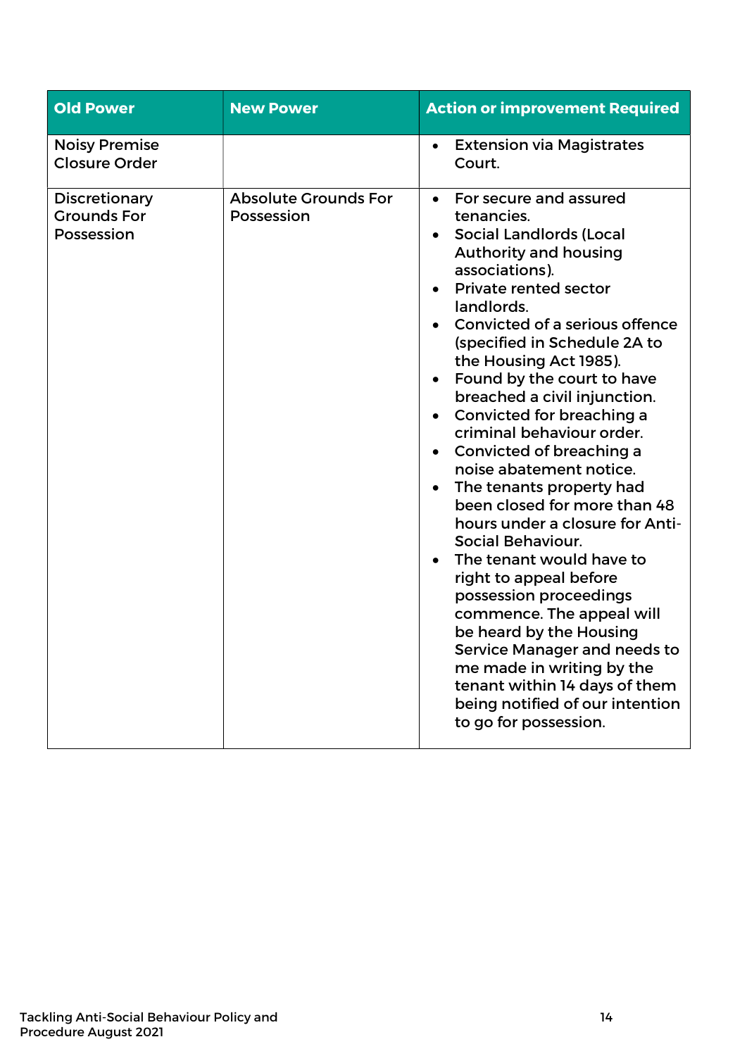| Old Power | New Power | Action or improvement Required |
| --- | --- | --- |
| Noisy Premise Closure Order | | • Extension via Magistrates Court. |
| Discretionary Grounds For Possession | Absolute Grounds For Possession | • For secure and assured tenancies.<br>• Social Landlords (Local Authority and housing associations).<br>• Private rented sector landlords.<br>• Convicted of a serious offence (specified in Schedule 2A to the Housing Act 1985).<br>• Found by the court to have breached a civil injunction.<br>• Convicted for breaching a criminal behaviour order.<br>• Convicted of breaching a noise abatement notice.<br>• The tenants property had been closed for more than 48 hours under a closure for Anti-Social Behaviour.<br>• The tenant would have to right to appeal before possession proceedings commence. The appeal will be heard by the Housing Service Manager and needs to me made in writing by the tenant within 14 days of them being notified of our intention to go for possession. |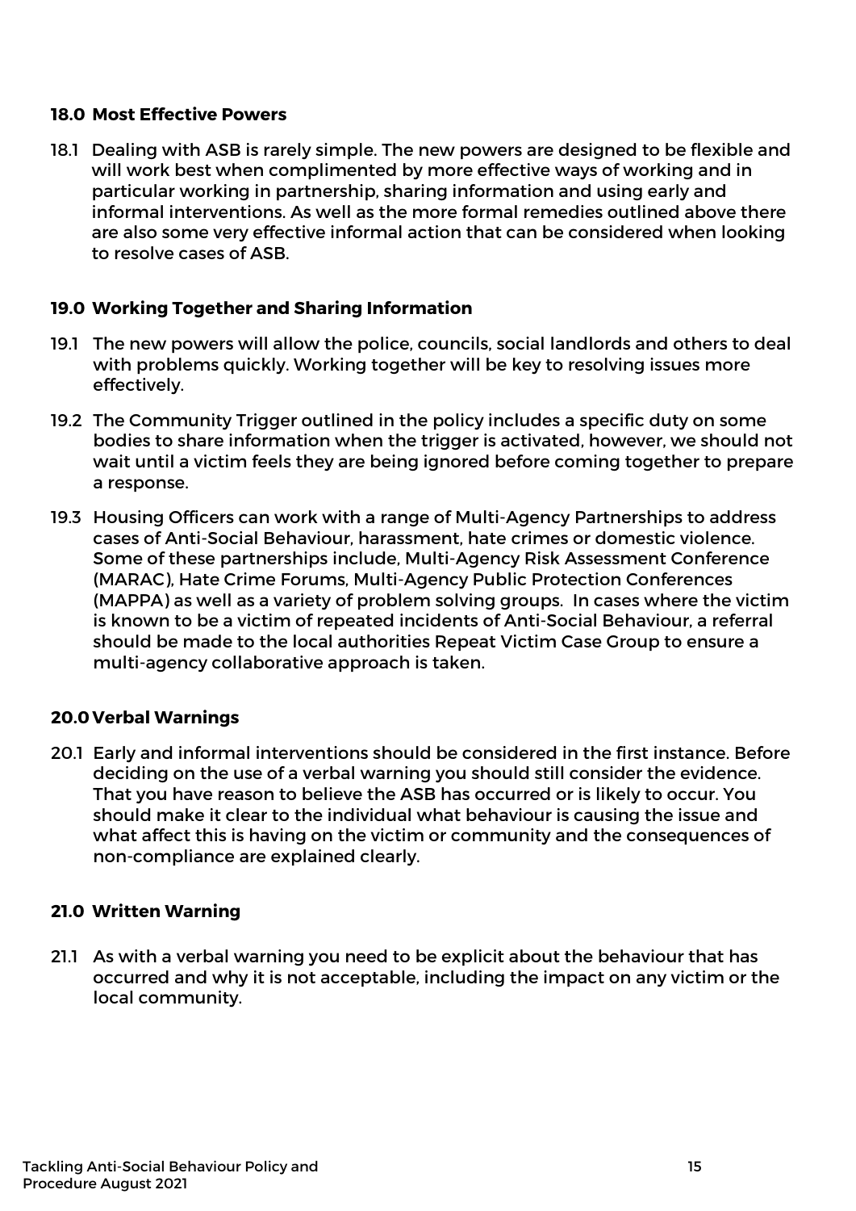## 18.0 Most Effective Powers

18.1 Dealing with ASB is rarely simple. The new powers are designed to be flexible and will work best when complimented by more effective ways of working and in particular working in partnership, sharing information and using early and informal interventions. As well as the more formal remedies outlined above there are also some very effective informal action that can be considered when looking to resolve cases of ASB.

## 19.0 Working Together and Sharing Information

19.1 The new powers will allow the police, councils, social landlords and others to deal with problems quickly. Working together will be key to resolving issues more effectively.

19.2 The Community Trigger outlined in the policy includes a specific duty on some bodies to share information when the trigger is activated, however, we should not wait until a victim feels they are being ignored before coming together to prepare a response.

19.3 Housing Officers can work with a range of Multi-Agency Partnerships to address cases of Anti-Social Behaviour, harassment, hate crimes or domestic violence. Some of these partnerships include, Multi-Agency Risk Assessment Conference (MARAC), Hate Crime Forums, Multi-Agency Public Protection Conferences (MAPPA) as well as a variety of problem solving groups. In cases where the victim is known to be a victim of repeated incidents of Anti-Social Behaviour, a referral should be made to the local authorities Repeat Victim Case Group to ensure a multi-agency collaborative approach is taken.

## 20.0 Verbal Warnings

20.1 Early and informal interventions should be considered in the first instance. Before deciding on the use of a verbal warning you should still consider the evidence. That you have reason to believe the ASB has occurred or is likely to occur. You should make it clear to the individual what behaviour is causing the issue and what affect this is having on the victim or community and the consequences of non-compliance are explained clearly.

## 21.0 Written Warning

21.1 As with a verbal warning you need to be explicit about the behaviour that has occurred and why it is not acceptable, including the impact on any victim or the local community.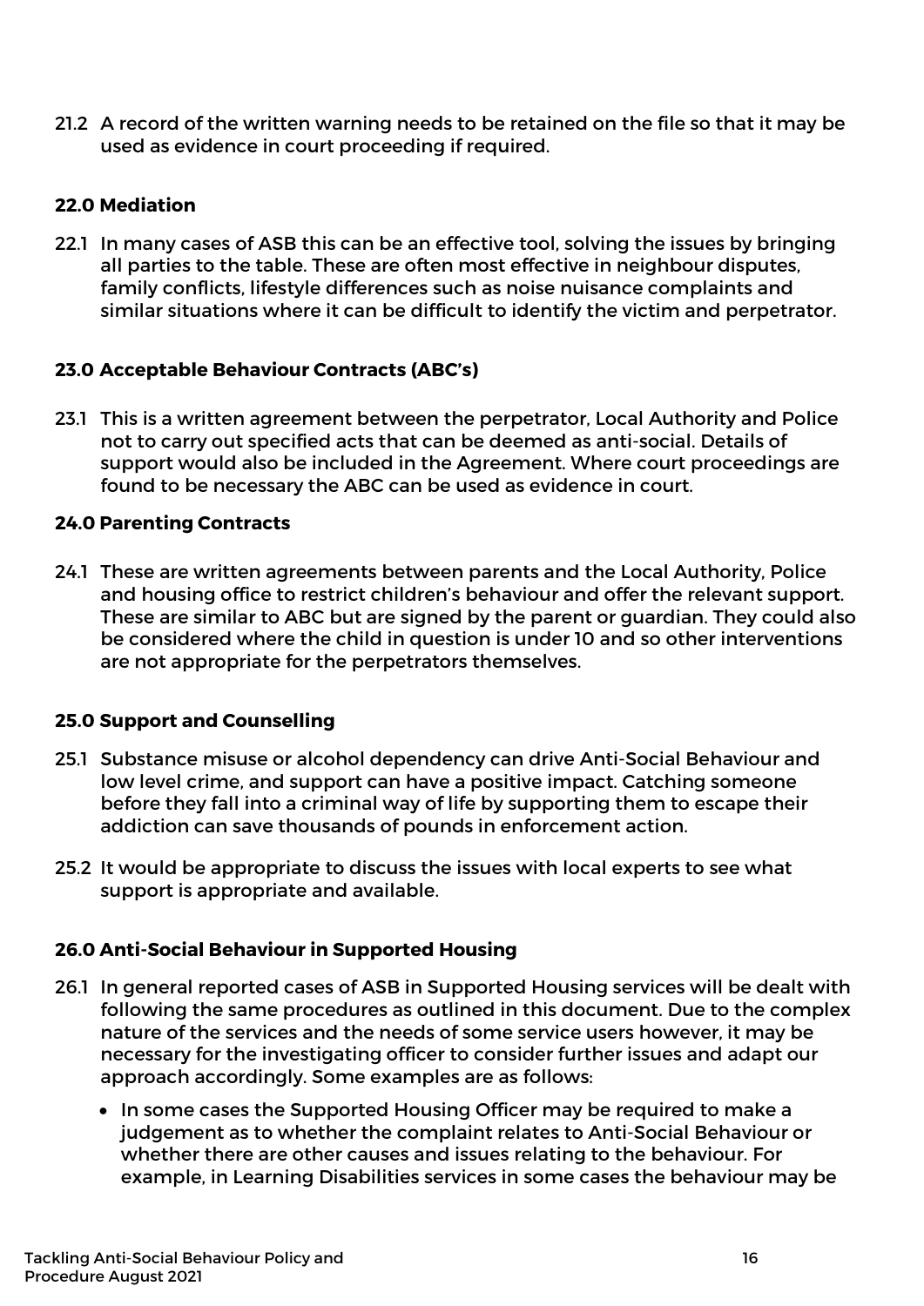21.2 A record of the written warning needs to be retained on the file so that it may be used as evidence in court proceeding if required.

## 22.0 Mediation

22.1 In many cases of ASB this can be an effective tool, solving the issues by bringing all parties to the table. These are often most effective in neighbour disputes, family conflicts, lifestyle differences such as noise nuisance complaints and similar situations where it can be difficult to identify the victim and perpetrator.

## 23.0 Acceptable Behaviour Contracts (ABC's)

23.1 This is a written agreement between the perpetrator, Local Authority and Police not to carry out specified acts that can be deemed as anti-social. Details of support would also be included in the Agreement. Where court proceedings are found to be necessary the ABC can be used as evidence in court.

## 24.0 Parenting Contracts

24.1 These are written agreements between parents and the Local Authority, Police and housing office to restrict children's behaviour and offer the relevant support. These are similar to ABC but are signed by the parent or guardian. They could also be considered where the child in question is under 10 and so other interventions are not appropriate for the perpetrators themselves.

## 25.0 Support and Counselling

25.1 Substance misuse or alcohol dependency can drive Anti-Social Behaviour and low level crime, and support can have a positive impact. Catching someone before they fall into a criminal way of life by supporting them to escape their addiction can save thousands of pounds in enforcement action.

25.2 It would be appropriate to discuss the issues with local experts to see what support is appropriate and available.

## 26.0 Anti-Social Behaviour in Supported Housing

26.1 In general reported cases of ASB in Supported Housing services will be dealt with following the same procedures as outlined in this document. Due to the complex nature of the services and the needs of some service users however, it may be necessary for the investigating officer to consider further issues and adapt our approach accordingly. Some examples are as follows:

- In some cases the Supported Housing Officer may be required to make a judgement as to whether the complaint relates to Anti-Social Behaviour or whether there are other causes and issues relating to the behaviour. For example, in Learning Disabilities services in some cases the behaviour may be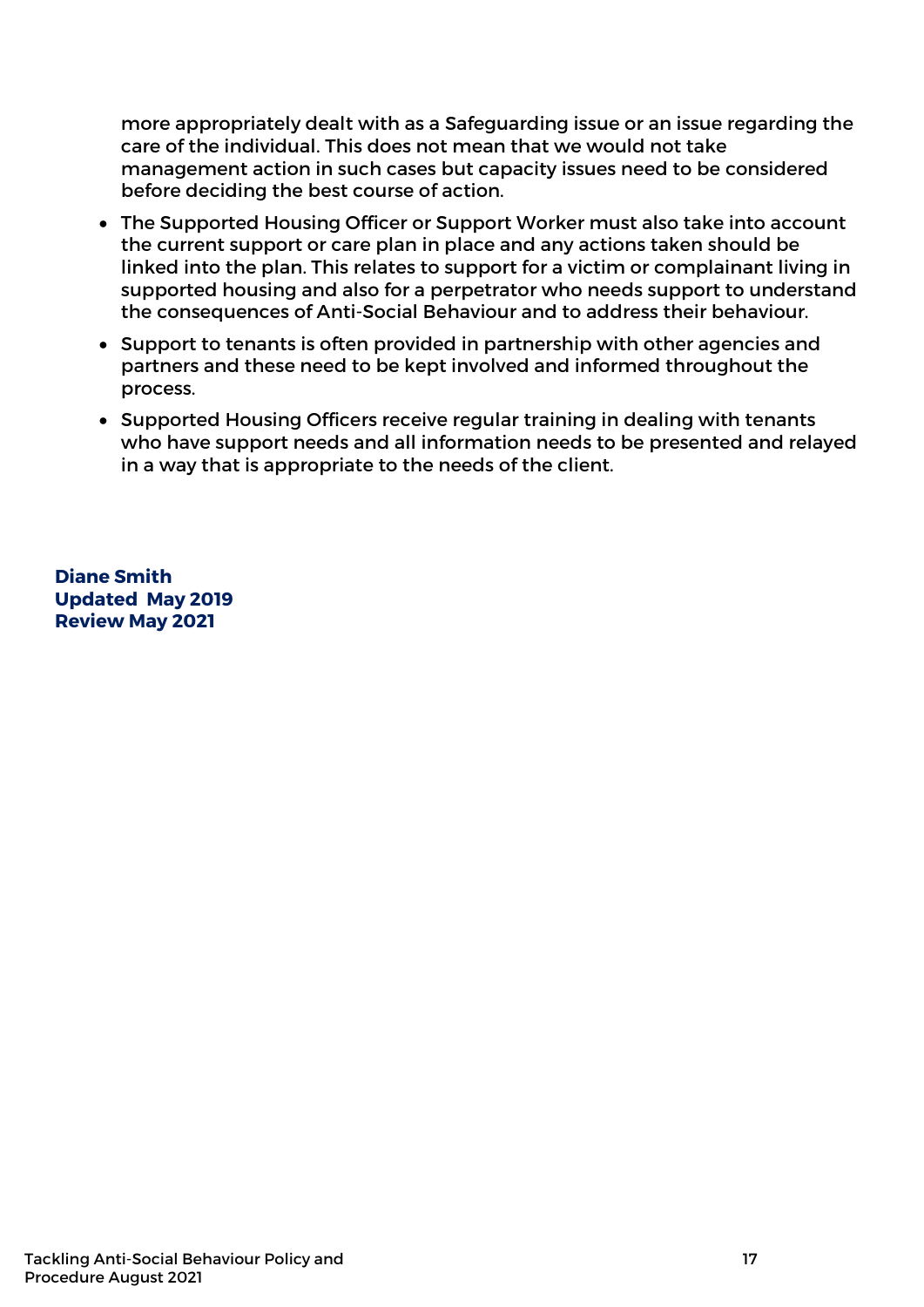more appropriately dealt with as a Safeguarding issue or an issue regarding the care of the individual. This does not mean that we would not take management action in such cases but capacity issues need to be considered before deciding the best course of action.

- The Supported Housing Officer or Support Worker must also take into account the current support or care plan in place and any actions taken should be linked into the plan. This relates to support for a victim or complainant living in supported housing and also for a perpetrator who needs support to understand the consequences of Anti-Social Behaviour and to address their behaviour.
- Support to tenants is often provided in partnership with other agencies and partners and these need to be kept involved and informed throughout the process.
- Supported Housing Officers receive regular training in dealing with tenants who have support needs and all information needs to be presented and relayed in a way that is appropriate to the needs of the client.

**Diane Smith**
**Updated May 2019**
**Review May 2021**